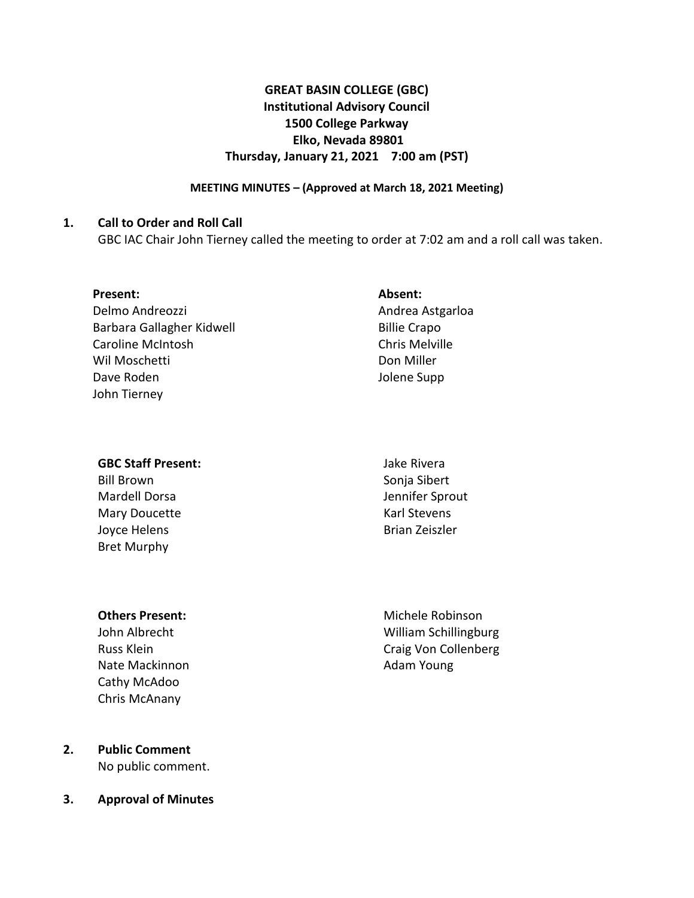# GREAT BASIN COLLEGE (GBC)
## Institutional Advisory Council
## 1500 College Parkway
## Elko, Nevada 89801
## Thursday, January 21, 2021 7:00 am (PST)

**MEETING MINUTES – (Approved at March 18, 2021 Meeting)**

**1. Call to Order and Roll Call**

GBC IAC Chair John Tierney called the meeting to order at 7:02 am and a roll call was taken.

**Present:**
Delmo Andreozzi
Barbara Gallagher Kidwell
Caroline McIntosh
Wil Moschetti
Dave Roden
John Tierney

**Absent:**
Andrea Astgarloa
Billie Crapo
Chris Melville
Don Miller
Jolene Supp

**GBC Staff Present:**
Bill Brown
Mardell Dorsa
Mary Doucette
Joyce Helens
Bret Murphy
Jake Rivera
Sonja Sibert
Jennifer Sprout
Karl Stevens
Brian Zeiszler

**Others Present:**
John Albrecht
Russ Klein
Nate Mackinnon
Cathy McAdoo
Chris McAnany
Michele Robinson
William Schillingburg
Craig Von Collenberg
Adam Young

**2. Public Comment**

No public comment.

**3. Approval of Minutes**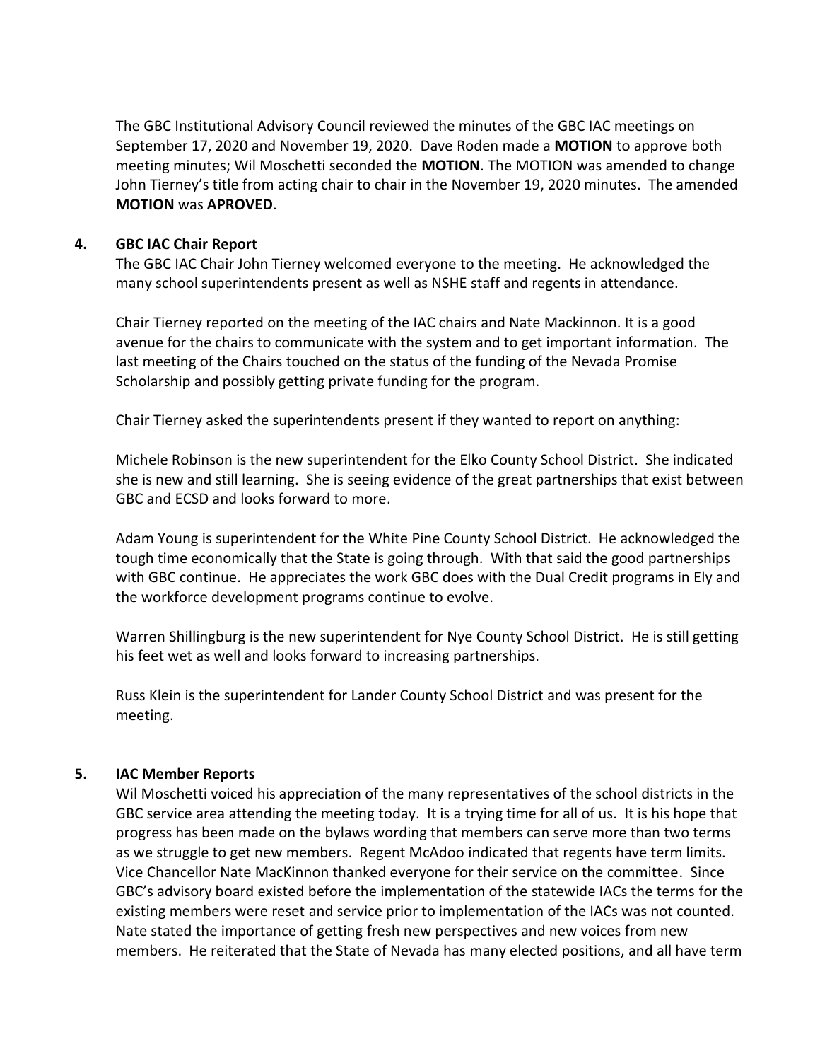The GBC Institutional Advisory Council reviewed the minutes of the GBC IAC meetings on September 17, 2020 and November 19, 2020. Dave Roden made a **MOTION** to approve both meeting minutes; Wil Moschetti seconded the **MOTION**. The MOTION was amended to change John Tierney's title from acting chair to chair in the November 19, 2020 minutes. The amended **MOTION** was **APROVED**.

**4. GBC IAC Chair Report**

The GBC IAC Chair John Tierney welcomed everyone to the meeting. He acknowledged the many school superintendents present as well as NSHE staff and regents in attendance.

Chair Tierney reported on the meeting of the IAC chairs and Nate Mackinnon. It is a good avenue for the chairs to communicate with the system and to get important information. The last meeting of the Chairs touched on the status of the funding of the Nevada Promise Scholarship and possibly getting private funding for the program.

Chair Tierney asked the superintendents present if they wanted to report on anything:

Michele Robinson is the new superintendent for the Elko County School District. She indicated she is new and still learning. She is seeing evidence of the great partnerships that exist between GBC and ECSD and looks forward to more.

Adam Young is superintendent for the White Pine County School District. He acknowledged the tough time economically that the State is going through. With that said the good partnerships with GBC continue. He appreciates the work GBC does with the Dual Credit programs in Ely and the workforce development programs continue to evolve.

Warren Shillingburg is the new superintendent for Nye County School District. He is still getting his feet wet as well and looks forward to increasing partnerships.

Russ Klein is the superintendent for Lander County School District and was present for the meeting.

**5. IAC Member Reports**

Wil Moschetti voiced his appreciation of the many representatives of the school districts in the GBC service area attending the meeting today. It is a trying time for all of us. It is his hope that progress has been made on the bylaws wording that members can serve more than two terms as we struggle to get new members. Regent McAdoo indicated that regents have term limits. Vice Chancellor Nate MacKinnon thanked everyone for their service on the committee. Since GBC's advisory board existed before the implementation of the statewide IACs the terms for the existing members were reset and service prior to implementation of the IACs was not counted. Nate stated the importance of getting fresh new perspectives and new voices from new members. He reiterated that the State of Nevada has many elected positions, and all have term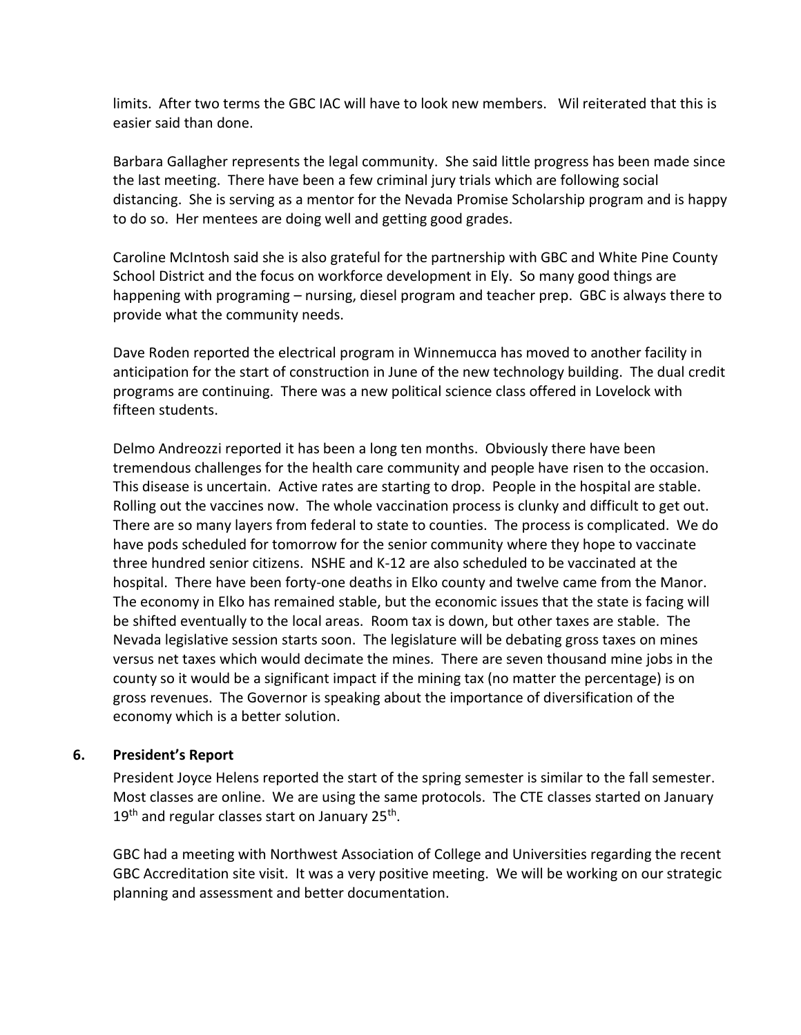limits. After two terms the GBC IAC will have to look new members. Wil reiterated that this is easier said than done.

Barbara Gallagher represents the legal community. She said little progress has been made since the last meeting. There have been a few criminal jury trials which are following social distancing. She is serving as a mentor for the Nevada Promise Scholarship program and is happy to do so. Her mentees are doing well and getting good grades.

Caroline McIntosh said she is also grateful for the partnership with GBC and White Pine County School District and the focus on workforce development in Ely. So many good things are happening with programing – nursing, diesel program and teacher prep. GBC is always there to provide what the community needs.

Dave Roden reported the electrical program in Winnemucca has moved to another facility in anticipation for the start of construction in June of the new technology building. The dual credit programs are continuing. There was a new political science class offered in Lovelock with fifteen students.

Delmo Andreozzi reported it has been a long ten months. Obviously there have been tremendous challenges for the health care community and people have risen to the occasion. This disease is uncertain. Active rates are starting to drop. People in the hospital are stable. Rolling out the vaccines now. The whole vaccination process is clunky and difficult to get out. There are so many layers from federal to state to counties. The process is complicated. We do have pods scheduled for tomorrow for the senior community where they hope to vaccinate three hundred senior citizens. NSHE and K-12 are also scheduled to be vaccinated at the hospital. There have been forty-one deaths in Elko county and twelve came from the Manor. The economy in Elko has remained stable, but the economic issues that the state is facing will be shifted eventually to the local areas. Room tax is down, but other taxes are stable. The Nevada legislative session starts soon. The legislature will be debating gross taxes on mines versus net taxes which would decimate the mines. There are seven thousand mine jobs in the county so it would be a significant impact if the mining tax (no matter the percentage) is on gross revenues. The Governor is speaking about the importance of diversification of the economy which is a better solution.

**6. President's Report**

President Joyce Helens reported the start of the spring semester is similar to the fall semester. Most classes are online. We are using the same protocols. The CTE classes started on January 19th and regular classes start on January 25th.

GBC had a meeting with Northwest Association of College and Universities regarding the recent GBC Accreditation site visit. It was a very positive meeting. We will be working on our strategic planning and assessment and better documentation.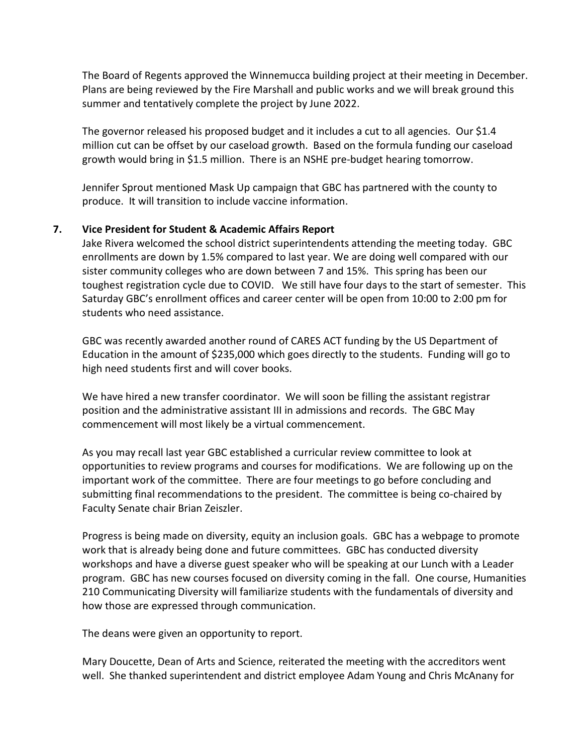The Board of Regents approved the Winnemucca building project at their meeting in December. Plans are being reviewed by the Fire Marshall and public works and we will break ground this summer and tentatively complete the project by June 2022.

The governor released his proposed budget and it includes a cut to all agencies. Our $1.4 million cut can be offset by our caseload growth. Based on the formula funding our caseload growth would bring in $1.5 million. There is an NSHE pre-budget hearing tomorrow.

Jennifer Sprout mentioned Mask Up campaign that GBC has partnered with the county to produce. It will transition to include vaccine information.

**7. Vice President for Student & Academic Affairs Report**

Jake Rivera welcomed the school district superintendents attending the meeting today. GBC enrollments are down by 1.5% compared to last year. We are doing well compared with our sister community colleges who are down between 7 and 15%. This spring has been our toughest registration cycle due to COVID. We still have four days to the start of semester. This Saturday GBC's enrollment offices and career center will be open from 10:00 to 2:00 pm for students who need assistance.

GBC was recently awarded another round of CARES ACT funding by the US Department of Education in the amount of $235,000 which goes directly to the students. Funding will go to high need students first and will cover books.

We have hired a new transfer coordinator. We will soon be filling the assistant registrar position and the administrative assistant III in admissions and records. The GBC May commencement will most likely be a virtual commencement.

As you may recall last year GBC established a curricular review committee to look at opportunities to review programs and courses for modifications. We are following up on the important work of the committee. There are four meetings to go before concluding and submitting final recommendations to the president. The committee is being co-chaired by Faculty Senate chair Brian Zeiszler.

Progress is being made on diversity, equity an inclusion goals. GBC has a webpage to promote work that is already being done and future committees. GBC has conducted diversity workshops and have a diverse guest speaker who will be speaking at our Lunch with a Leader program. GBC has new courses focused on diversity coming in the fall. One course, Humanities 210 Communicating Diversity will familiarize students with the fundamentals of diversity and how those are expressed through communication.

The deans were given an opportunity to report.

Mary Doucette, Dean of Arts and Science, reiterated the meeting with the accreditors went well. She thanked superintendent and district employee Adam Young and Chris McAnany for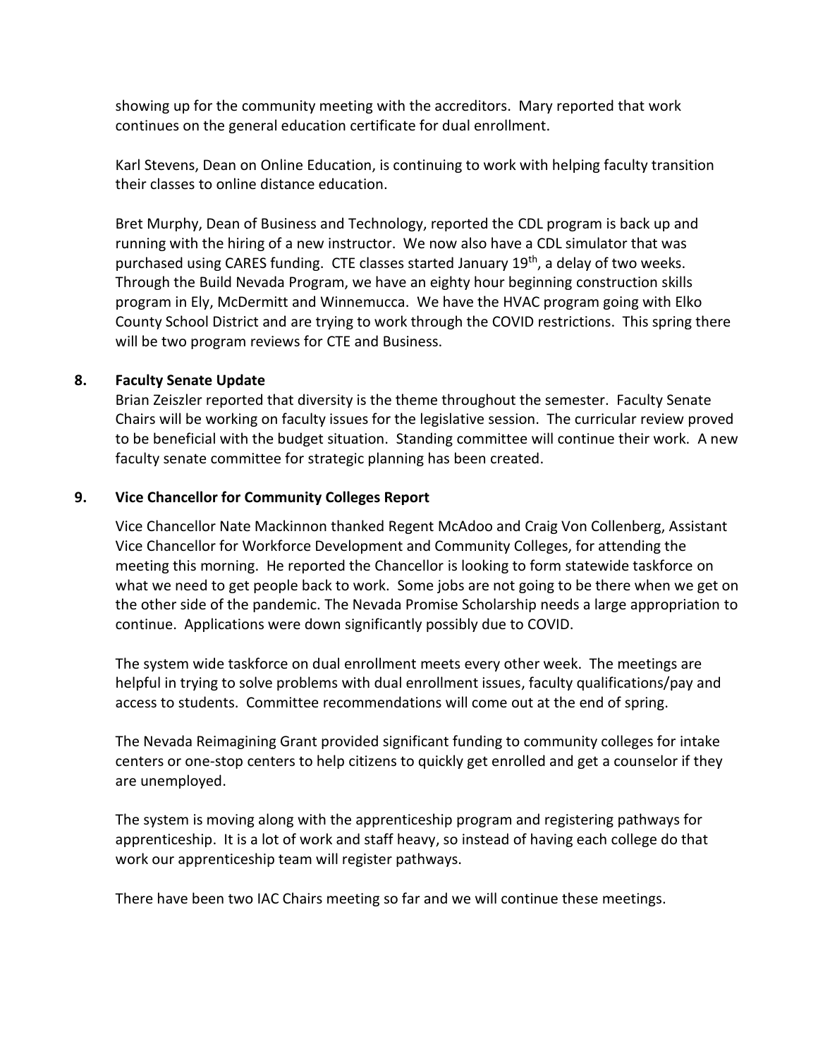showing up for the community meeting with the accreditors. Mary reported that work continues on the general education certificate for dual enrollment.

Karl Stevens, Dean on Online Education, is continuing to work with helping faculty transition their classes to online distance education.

Bret Murphy, Dean of Business and Technology, reported the CDL program is back up and running with the hiring of a new instructor. We now also have a CDL simulator that was purchased using CARES funding. CTE classes started January 19th, a delay of two weeks. Through the Build Nevada Program, we have an eighty hour beginning construction skills program in Ely, McDermitt and Winnemucca. We have the HVAC program going with Elko County School District and are trying to work through the COVID restrictions. This spring there will be two program reviews for CTE and Business.

**8. Faculty Senate Update**

Brian Zeiszler reported that diversity is the theme throughout the semester. Faculty Senate Chairs will be working on faculty issues for the legislative session. The curricular review proved to be beneficial with the budget situation. Standing committee will continue their work. A new faculty senate committee for strategic planning has been created.

**9. Vice Chancellor for Community Colleges Report**

Vice Chancellor Nate Mackinnon thanked Regent McAdoo and Craig Von Collenberg, Assistant Vice Chancellor for Workforce Development and Community Colleges, for attending the meeting this morning. He reported the Chancellor is looking to form statewide taskforce on what we need to get people back to work. Some jobs are not going to be there when we get on the other side of the pandemic. The Nevada Promise Scholarship needs a large appropriation to continue. Applications were down significantly possibly due to COVID.

The system wide taskforce on dual enrollment meets every other week. The meetings are helpful in trying to solve problems with dual enrollment issues, faculty qualifications/pay and access to students. Committee recommendations will come out at the end of spring.

The Nevada Reimagining Grant provided significant funding to community colleges for intake centers or one-stop centers to help citizens to quickly get enrolled and get a counselor if they are unemployed.

The system is moving along with the apprenticeship program and registering pathways for apprenticeship. It is a lot of work and staff heavy, so instead of having each college do that work our apprenticeship team will register pathways.

There have been two IAC Chairs meeting so far and we will continue these meetings.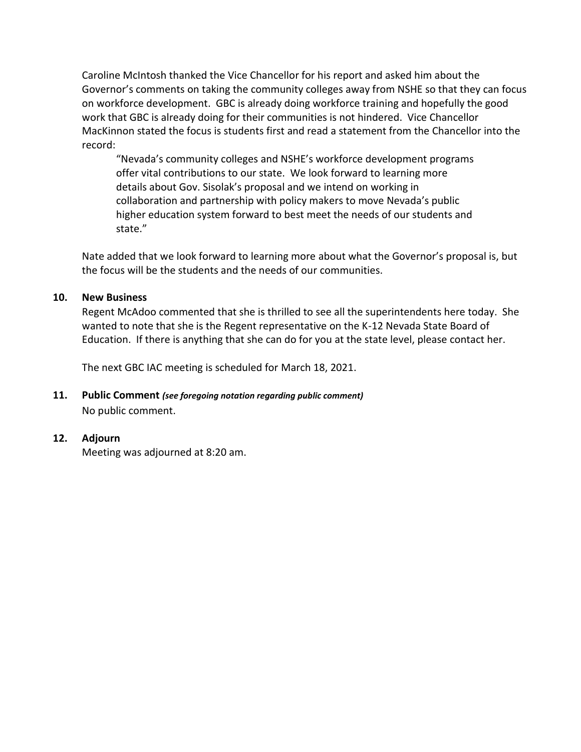Caroline McIntosh thanked the Vice Chancellor for his report and asked him about the Governor's comments on taking the community colleges away from NSHE so that they can focus on workforce development. GBC is already doing workforce training and hopefully the good work that GBC is already doing for their communities is not hindered. Vice Chancellor MacKinnon stated the focus is students first and read a statement from the Chancellor into the record:

> "Nevada's community colleges and NSHE's workforce development programs offer vital contributions to our state. We look forward to learning more details about Gov. Sisolak's proposal and we intend on working in collaboration and partnership with policy makers to move Nevada's public higher education system forward to best meet the needs of our students and state."

Nate added that we look forward to learning more about what the Governor's proposal is, but the focus will be the students and the needs of our communities.

**10. New Business**

Regent McAdoo commented that she is thrilled to see all the superintendents here today. She wanted to note that she is the Regent representative on the K-12 Nevada State Board of Education. If there is anything that she can do for you at the state level, please contact her.

The next GBC IAC meeting is scheduled for March 18, 2021.

**11. Public Comment** ***(see foregoing notation regarding public comment)***

No public comment.

**12. Adjourn**

Meeting was adjourned at 8:20 am.